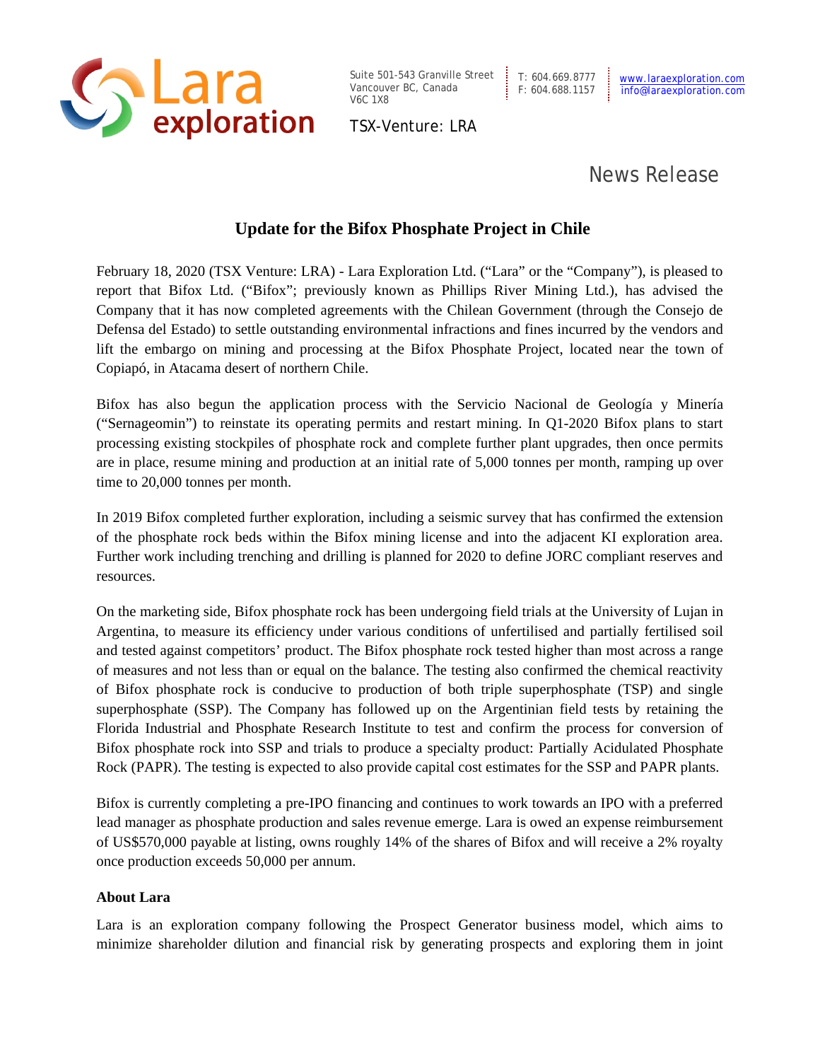Suite 501-543 Granville Street
Vancouver BC, Canada
V6C 1X8

T: 604.669.8777
F: 604.688.1157

www.laraexploration.com
info@laraexploration.com

TSX-Venture: LRA

News Release

# Update for the Bifox Phosphate Project in Chile

February 18, 2020 (TSX Venture: LRA) - Lara Exploration Ltd. ("Lara" or the "Company"), is pleased to report that Bifox Ltd. ("Bifox"; previously known as Phillips River Mining Ltd.), has advised the Company that it has now completed agreements with the Chilean Government (through the Consejo de Defensa del Estado) to settle outstanding environmental infractions and fines incurred by the vendors and lift the embargo on mining and processing at the Bifox Phosphate Project, located near the town of Copiapó, in Atacama desert of northern Chile.

Bifox has also begun the application process with the Servicio Nacional de Geología y Minería ("Sernageomin") to reinstate its operating permits and restart mining. In Q1-2020 Bifox plans to start processing existing stockpiles of phosphate rock and complete further plant upgrades, then once permits are in place, resume mining and production at an initial rate of 5,000 tonnes per month, ramping up over time to 20,000 tonnes per month.

In 2019 Bifox completed further exploration, including a seismic survey that has confirmed the extension of the phosphate rock beds within the Bifox mining license and into the adjacent KI exploration area. Further work including trenching and drilling is planned for 2020 to define JORC compliant reserves and resources.

On the marketing side, Bifox phosphate rock has been undergoing field trials at the University of Lujan in Argentina, to measure its efficiency under various conditions of unfertilised and partially fertilised soil and tested against competitors' product. The Bifox phosphate rock tested higher than most across a range of measures and not less than or equal on the balance. The testing also confirmed the chemical reactivity of Bifox phosphate rock is conducive to production of both triple superphosphate (TSP) and single superphosphate (SSP). The Company has followed up on the Argentinian field tests by retaining the Florida Industrial and Phosphate Research Institute to test and confirm the process for conversion of Bifox phosphate rock into SSP and trials to produce a specialty product: Partially Acidulated Phosphate Rock (PAPR). The testing is expected to also provide capital cost estimates for the SSP and PAPR plants.

Bifox is currently completing a pre-IPO financing and continues to work towards an IPO with a preferred lead manager as phosphate production and sales revenue emerge. Lara is owed an expense reimbursement of US$570,000 payable at listing, owns roughly 14% of the shares of Bifox and will receive a 2% royalty once production exceeds 50,000 per annum.

**About Lara**

Lara is an exploration company following the Prospect Generator business model, which aims to minimize shareholder dilution and financial risk by generating prospects and exploring them in joint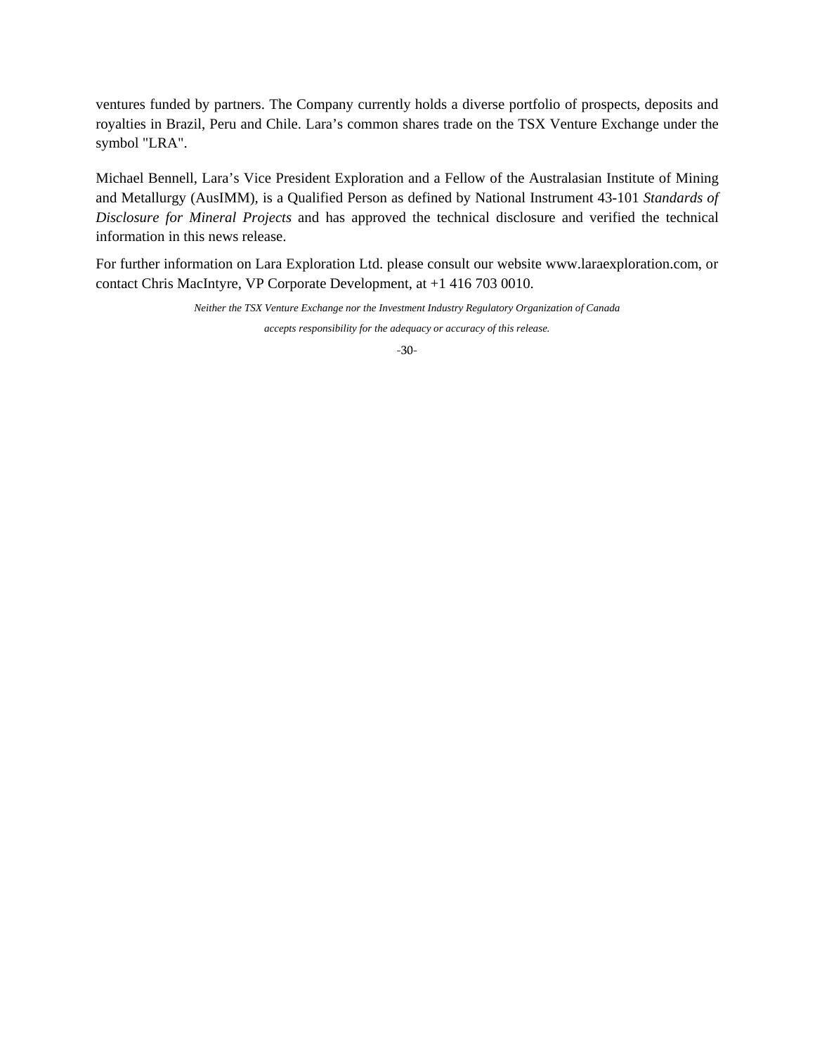ventures funded by partners. The Company currently holds a diverse portfolio of prospects, deposits and royalties in Brazil, Peru and Chile. Lara's common shares trade on the TSX Venture Exchange under the symbol "LRA".

Michael Bennell, Lara's Vice President Exploration and a Fellow of the Australasian Institute of Mining and Metallurgy (AusIMM), is a Qualified Person as defined by National Instrument 43-101 *Standards of Disclosure for Mineral Projects* and has approved the technical disclosure and verified the technical information in this news release.

For further information on Lara Exploration Ltd. please consult our website www.laraexploration.com, or contact Chris MacIntyre, VP Corporate Development, at +1 416 703 0010.

*Neither the TSX Venture Exchange nor the Investment Industry Regulatory Organization of Canada accepts responsibility for the adequacy or accuracy of this release.*

-30-